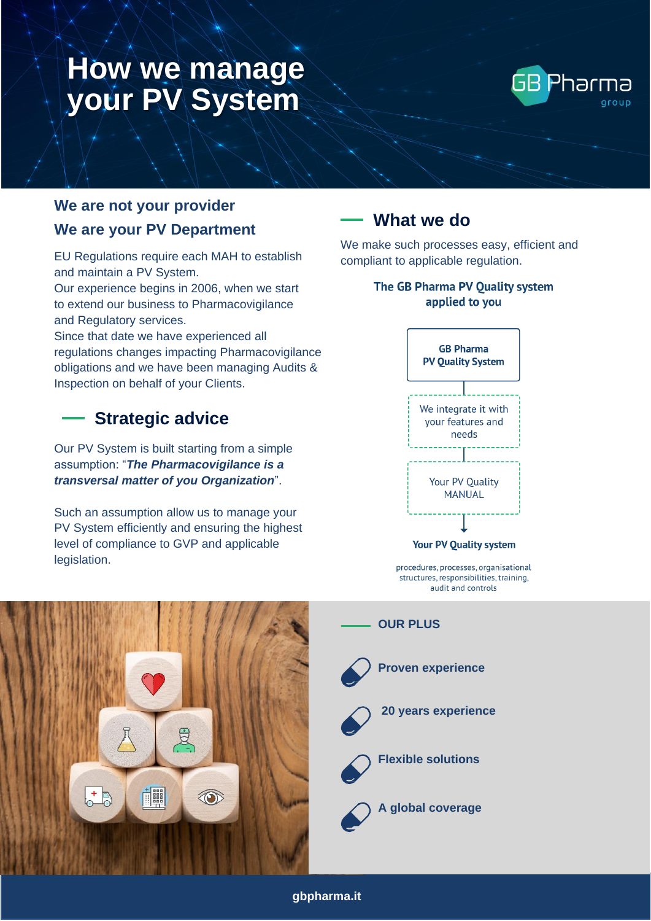# How we manage your PV System

GB Pharma group

## We are not your provider

## We are your PV Department

EU Regulations require each MAH to establish and maintain a PV System.
Our experience begins in 2006, when we start to extend our business to Pharmacovigilance and Regulatory services.
Since that date we have experienced all regulations changes impacting Pharmacovigilance obligations and we have been managing Audits & Inspection on behalf of your Clients.

## Strategic advice

Our PV System is built starting from a simple assumption: "***The Pharmacovigilance is a transversal matter of you Organization***".

Such an assumption allow us to manage your PV System efficiently and ensuring the highest level of compliance to GVP and applicable legislation.

## What we do

We make such processes easy, efficient and compliant to applicable regulation.

**The GB Pharma PV Quality system applied to you**

**GB Pharma PV Quality System**

↓

We integrate it with your features and needs

↓

Your PV Quality MANUAL

↓

**Your PV Quality system**

procedures, processes, organisational structures, responsibilities, training, audit and controls

## OUR PLUS

- **Proven experience**
- **20 years experience**
- **Flexible solutions**
- **A global coverage**

gbpharma.it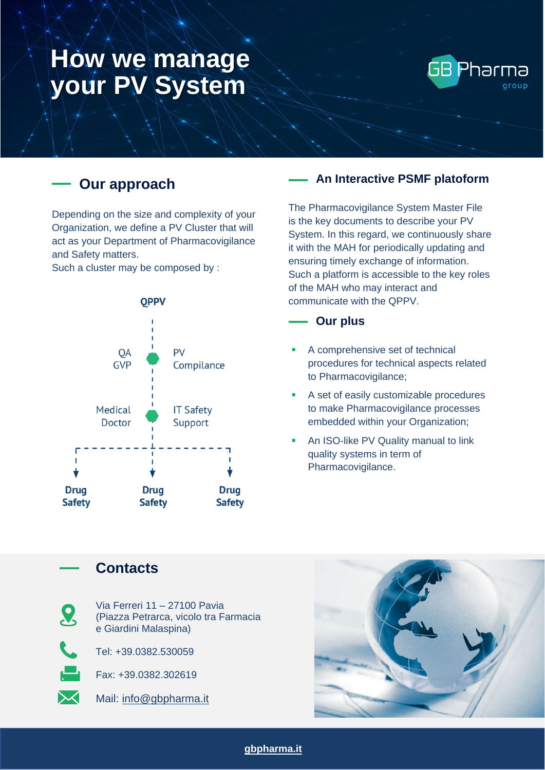# How we manage your PV System

GB Pharma group

## Our approach

Depending on the size and complexity of your Organization, we define a PV Cluster that will act as your Department of Pharmacovigilance and Safety matters.
Such a cluster may be composed by :

QPPV

QA GVP

PV Compilance

Medical Doctor

IT Safety Support

Drug Safety

Drug Safety

Drug Safety

## An Interactive PSMF platoform

The Pharmacovigilance System Master File is the key documents to describe your PV System. In this regard, we continuously share it with the MAH for periodically updating and ensuring timely exchange of information. Such a platform is accessible to the key roles of the MAH who may interact and communicate with the QPPV.

## Our plus

- A comprehensive set of technical procedures for technical aspects related to Pharmacovigilance;
- A set of easily customizable procedures to make Pharmacovigilance processes embedded within your Organization;
- An ISO-like PV Quality manual to link quality systems in term of Pharmacovigilance.

## Contacts

Via Ferreri 11 – 27100 Pavia
(Piazza Petrarca, vicolo tra Farmacia e Giardini Malaspina)

Tel: +39.0382.530059

Fax: +39.0382.302619

Mail: info@gbpharma.it

gbpharma.it